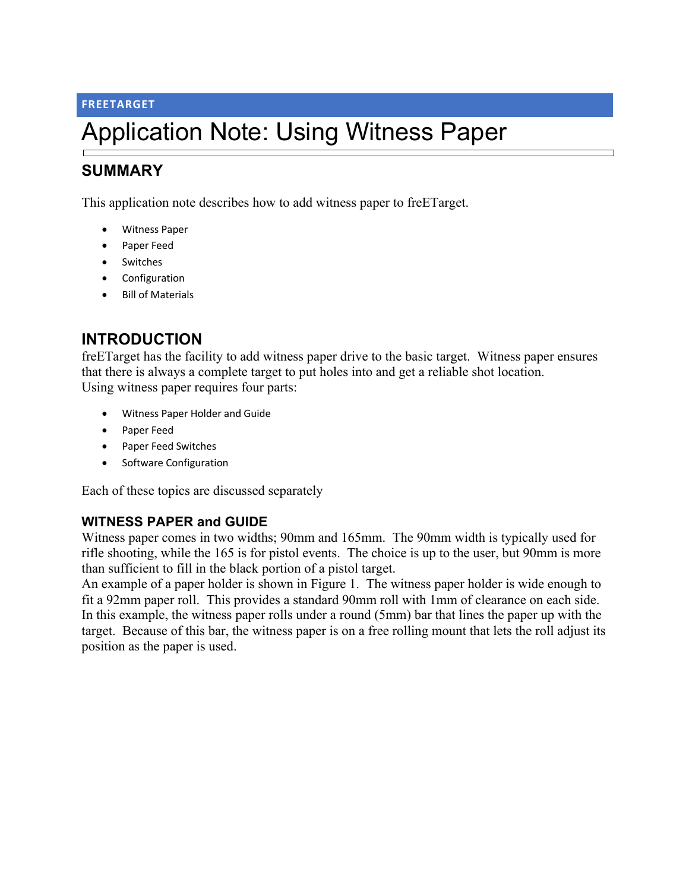FREETARGET

# Application Note: Using Witness Paper

## SUMMARY

This application note describes how to add witness paper to freETarget.

- Witness Paper
- Paper Feed
- Switches
- Configuration
- Bill of Materials

## INTRODUCTION

freETarget has the facility to add witness paper drive to the basic target. Witness paper ensures that there is always a complete target to put holes into and get a reliable shot location.
Using witness paper requires four parts:

- Witness Paper Holder and Guide
- Paper Feed
- Paper Feed Switches
- Software Configuration

Each of these topics are discussed separately

### WITNESS PAPER and GUIDE

Witness paper comes in two widths; 90mm and 165mm. The 90mm width is typically used for rifle shooting, while the 165 is for pistol events. The choice is up to the user, but 90mm is more than sufficient to fill in the black portion of a pistol target.
An example of a paper holder is shown in Figure 1. The witness paper holder is wide enough to fit a 92mm paper roll. This provides a standard 90mm roll with 1mm of clearance on each side. In this example, the witness paper rolls under a round (5mm) bar that lines the paper up with the target. Because of this bar, the witness paper is on a free rolling mount that lets the roll adjust its position as the paper is used.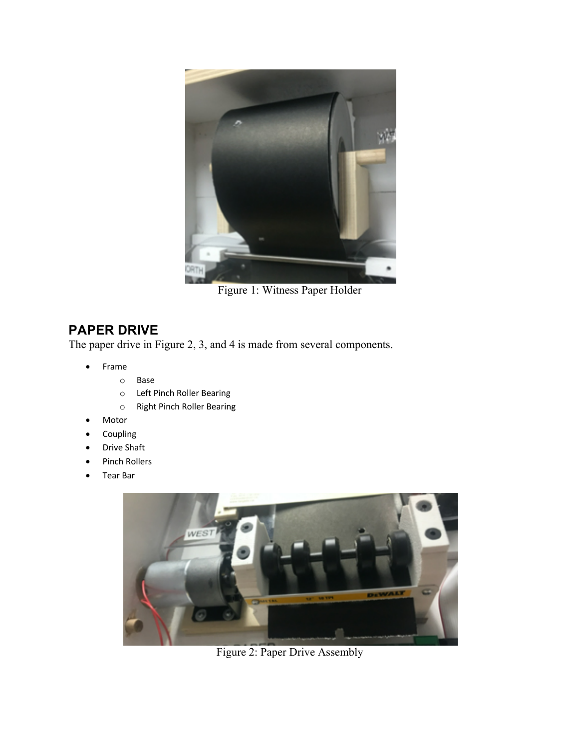Figure 1: Witness Paper Holder

## PAPER DRIVE

The paper drive in Figure 2, 3, and 4 is made from several components.

- Frame
  - Base
  - Left Pinch Roller Bearing
  - Right Pinch Roller Bearing
- Motor
- Coupling
- Drive Shaft
- Pinch Rollers
- Tear Bar

Figure 2: Paper Drive Assembly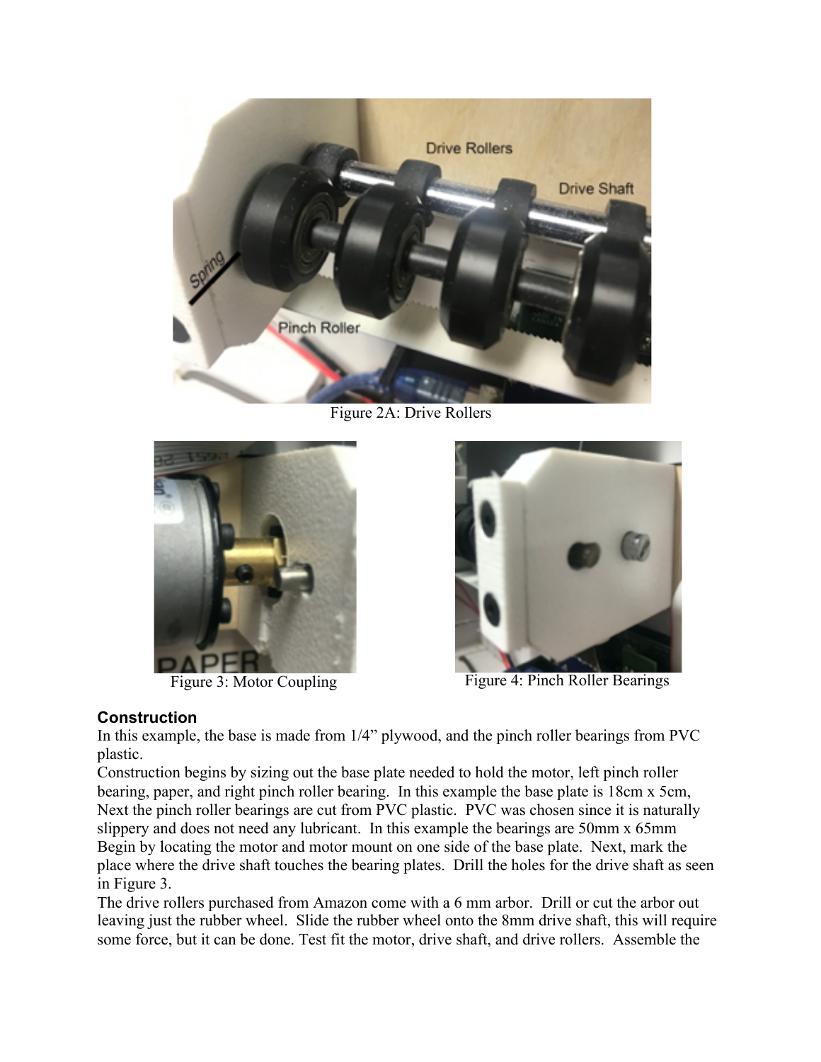Figure 2A: Drive Rollers

Figure 3: Motor Coupling

Figure 4: Pinch Roller Bearings

### Construction

In this example, the base is made from 1/4" plywood, and the pinch roller bearings from PVC plastic.

Construction begins by sizing out the base plate needed to hold the motor, left pinch roller bearing, paper, and right pinch roller bearing. In this example the base plate is 18cm x 5cm, Next the pinch roller bearings are cut from PVC plastic. PVC was chosen since it is naturally slippery and does not need any lubricant. In this example the bearings are 50mm x 65mm Begin by locating the motor and motor mount on one side of the base plate. Next, mark the place where the drive shaft touches the bearing plates. Drill the holes for the drive shaft as seen in Figure 3.

The drive rollers purchased from Amazon come with a 6 mm arbor. Drill or cut the arbor out leaving just the rubber wheel. Slide the rubber wheel onto the 8mm drive shaft, this will require some force, but it can be done. Test fit the motor, drive shaft, and drive rollers. Assemble the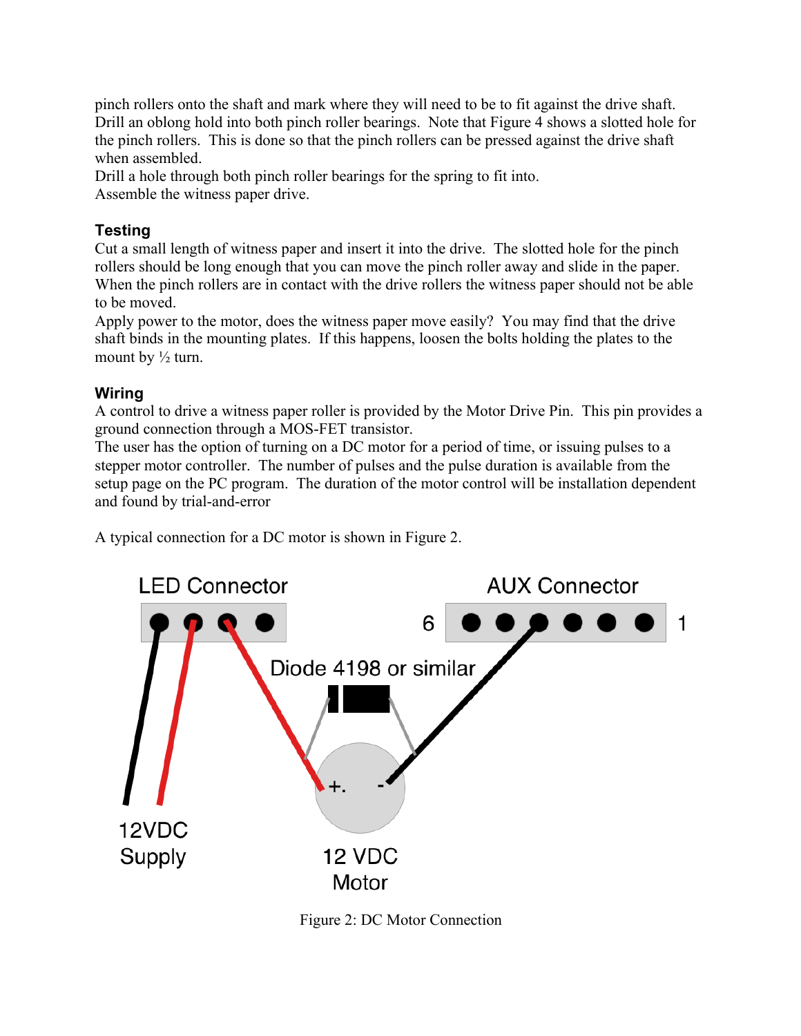pinch rollers onto the shaft and mark where they will need to be to fit against the drive shaft. Drill an oblong hold into both pinch roller bearings. Note that Figure 4 shows a slotted hole for the pinch rollers. This is done so that the pinch rollers can be pressed against the drive shaft when assembled.
Drill a hole through both pinch roller bearings for the spring to fit into.
Assemble the witness paper drive.

### Testing

Cut a small length of witness paper and insert it into the drive. The slotted hole for the pinch rollers should be long enough that you can move the pinch roller away and slide in the paper. When the pinch rollers are in contact with the drive rollers the witness paper should not be able to be moved.
Apply power to the motor, does the witness paper move easily? You may find that the drive shaft binds in the mounting plates. If this happens, loosen the bolts holding the plates to the mount by ½ turn.

### Wiring

A control to drive a witness paper roller is provided by the Motor Drive Pin. This pin provides a ground connection through a MOS-FET transistor.
The user has the option of turning on a DC motor for a period of time, or issuing pulses to a stepper motor controller. The number of pulses and the pulse duration is available from the setup page on the PC program. The duration of the motor control will be installation dependent and found by trial-and-error

A typical connection for a DC motor is shown in Figure 2.

Figure 2: DC Motor Connection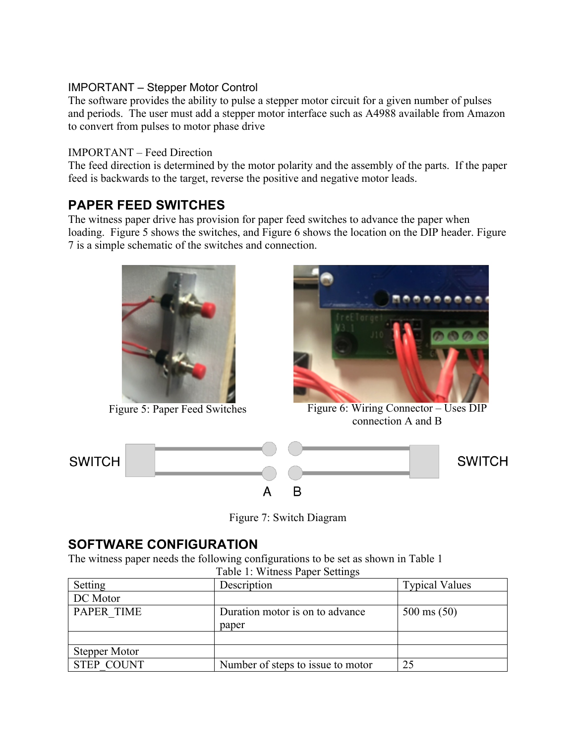IMPORTANT – Stepper Motor Control
The software provides the ability to pulse a stepper motor circuit for a given number of pulses and periods. The user must add a stepper motor interface such as A4988 available from Amazon to convert from pulses to motor phase drive

IMPORTANT – Feed Direction
The feed direction is determined by the motor polarity and the assembly of the parts. If the paper feed is backwards to the target, reverse the positive and negative motor leads.

## PAPER FEED SWITCHES

The witness paper drive has provision for paper feed switches to advance the paper when loading. Figure 5 shows the switches, and Figure 6 shows the location on the DIP header. Figure 7 is a simple schematic of the switches and connection.

Figure 5: Paper Feed Switches

Figure 6: Wiring Connector – Uses DIP connection A and B

Figure 7: Switch Diagram

## SOFTWARE CONFIGURATION

The witness paper needs the following configurations to be set as shown in Table 1

Table 1: Witness Paper Settings

| Setting | Description | Typical Values |
| --- | --- | --- |
| DC Motor | | |
| PAPER_TIME | Duration motor is on to advance paper | 500 ms (50) |
| | | |
| Stepper Motor | | |
| STEP_COUNT | Number of steps to issue to motor | 25 |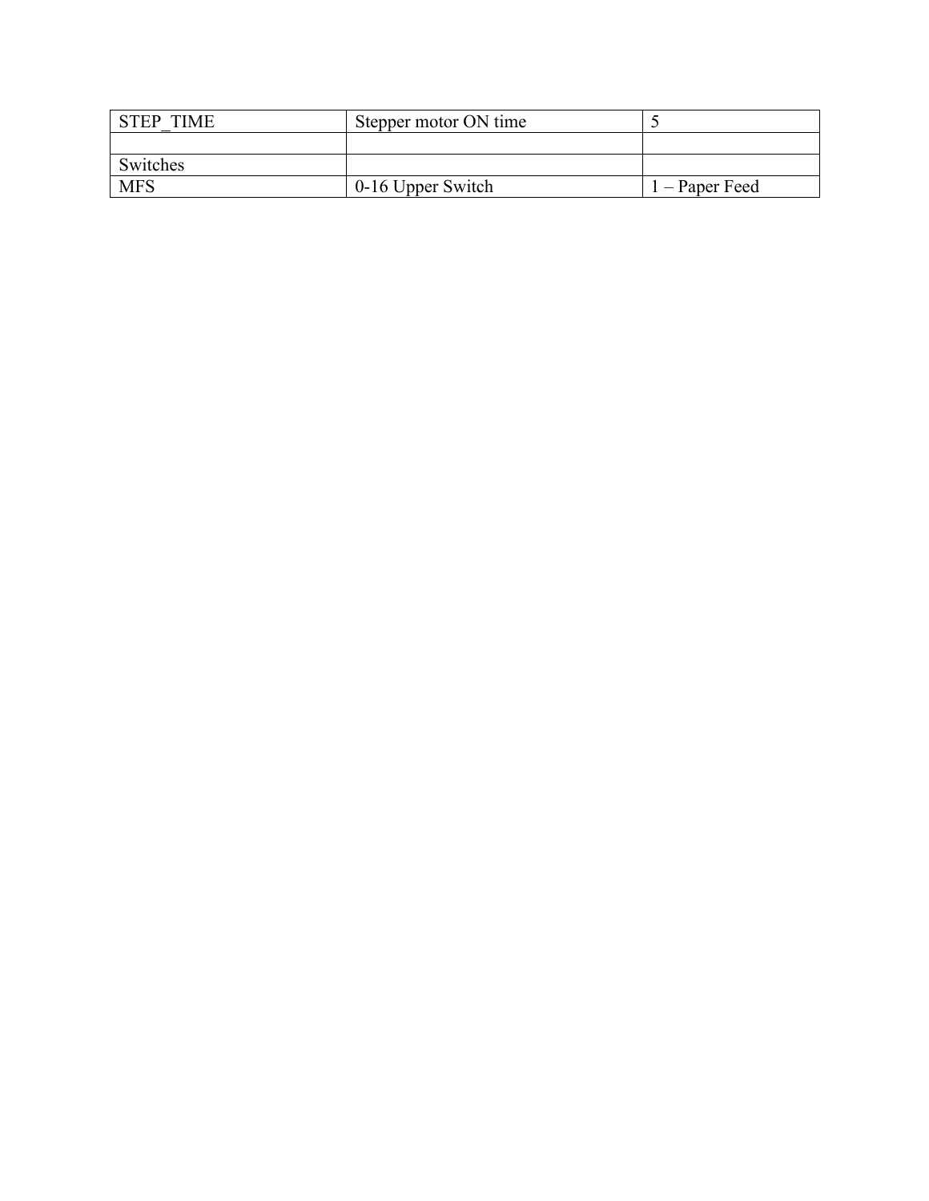| STEP_TIME | Stepper motor ON time | 5 |
| --- | --- | --- |
| | | |
| Switches | | |
| MFS | 0-16 Upper Switch | 1 – Paper Feed |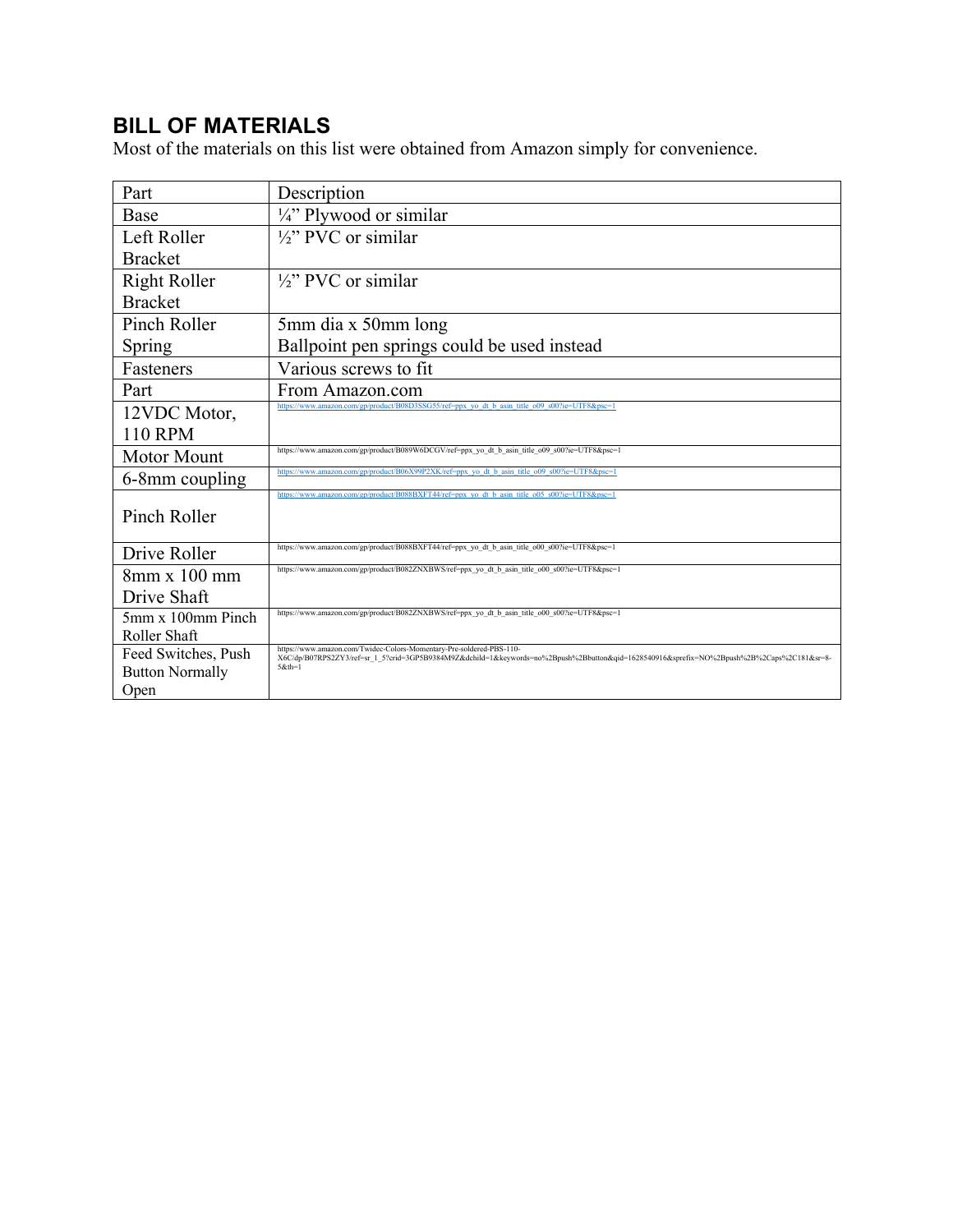## BILL OF MATERIALS

Most of the materials on this list were obtained from Amazon simply for convenience.

| Part | Description |
|---|---|
| Base | ¼" Plywood or similar |
| Left Roller Bracket | ½" PVC or similar |
| Right Roller Bracket | ½" PVC or similar |
| Pinch Roller Spring | 5mm dia x 50mm long<br>Ballpoint pen springs could be used instead |
| Fasteners | Various screws to fit |
| Part | From Amazon.com |
| 12VDC Motor, 110 RPM | https://www.amazon.com/gp/product/B08D3SSG55/ref=ppx_yo_dt_b_asin_title_o09_s00?ie=UTF8&psc=1 |
| Motor Mount | https://www.amazon.com/gp/product/B089W6DCGV/ref=ppx_yo_dt_b_asin_title_o09_s00?ie=UTF8&psc=1 |
| 6-8mm coupling | https://www.amazon.com/gp/product/B06X99P2XK/ref=ppx_yo_dt_b_asin_title_o09_s00?ie=UTF8&psc=1 |
| Pinch Roller | https://www.amazon.com/gp/product/B088BXFT44/ref=ppx_yo_dt_b_asin_title_o05_s00?ie=UTF8&psc=1 |
| Drive Roller | https://www.amazon.com/gp/product/B088BXFT44/ref=ppx_yo_dt_b_asin_title_o00_s00?ie=UTF8&psc=1 |
| 8mm x 100 mm Drive Shaft | https://www.amazon.com/gp/product/B082ZNXBWS/ref=ppx_yo_dt_b_asin_title_o00_s00?ie=UTF8&psc=1 |
| 5mm x 100mm Pinch Roller Shaft | https://www.amazon.com/gp/product/B082ZNXBWS/ref=ppx_yo_dt_b_asin_title_o00_s00?ie=UTF8&psc=1 |
| Feed Switches, Push Button Normally Open | https://www.amazon.com/Twidec-Colors-Momentary-Pre-soldered-PBS-110-X6C/dp/B07RPS2ZY3/ref=sr_1_5?crid=3GP5B9384M9Z&dchild=1&keywords=no%2Bpush%2Bbutton&qid=1628540916&sprefix=NO%2Bpush%2B%2Caps%2C181&sr=8-5&th=1 |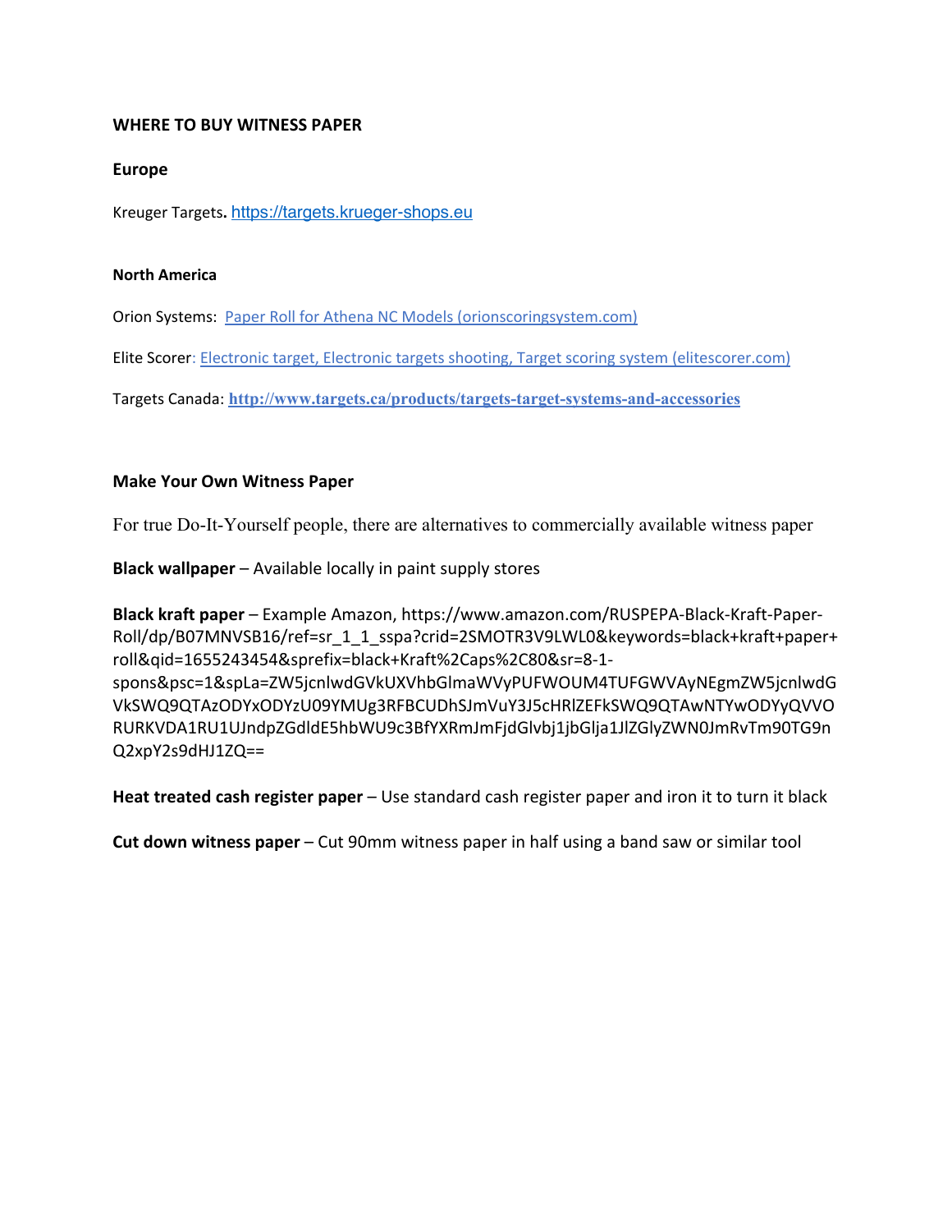**WHERE TO BUY WITNESS PAPER**

**Europe**

Kreuger Targets. https://targets.krueger-shops.eu

**North America**

Orion Systems: [Paper Roll for Athena NC Models (orionscoringsystem.com)](orionscoringsystem.com)

Elite Scorer: [Electronic target, Electronic targets shooting, Target scoring system (elitescorer.com)](elitescorer.com)

Targets Canada: **http://www.targets.ca/products/targets-target-systems-and-accessories**

**Make Your Own Witness Paper**

For true Do-It-Yourself people, there are alternatives to commercially available witness paper

**Black wallpaper** – Available locally in paint supply stores

**Black kraft paper** – Example Amazon, https://www.amazon.com/RUSPEPA-Black-Kraft-Paper-Roll/dp/B07MNVSB16/ref=sr_1_1_sspa?crid=2SMOTR3V9LWL0&keywords=black+kraft+paper+roll&qid=1655243454&sprefix=black+Kraft%2Caps%2C80&sr=8-1-spons&psc=1&spLa=ZW5jcnlwdGVkUXVhbGlmaWVyPUFWOUM4TUFGWVAyNEgmZW5jcnlwdGVkSWQ9QTAzODYxODYzU09YMUg3RFBCUDhSJmVuY3J5cHRlZEFkSWQ9QTAwNTYwODYyQVVORURKVDA1RU1UJndpZGdldE5hbWU9c3BfYXRmJmFjdGlvbj1jbGlja1JlZGlyZWN0JmRvTm90TG9nQ2xpY2s9dHJ1ZQ==

**Heat treated cash register paper** – Use standard cash register paper and iron it to turn it black

**Cut down witness paper** – Cut 90mm witness paper in half using a band saw or similar tool